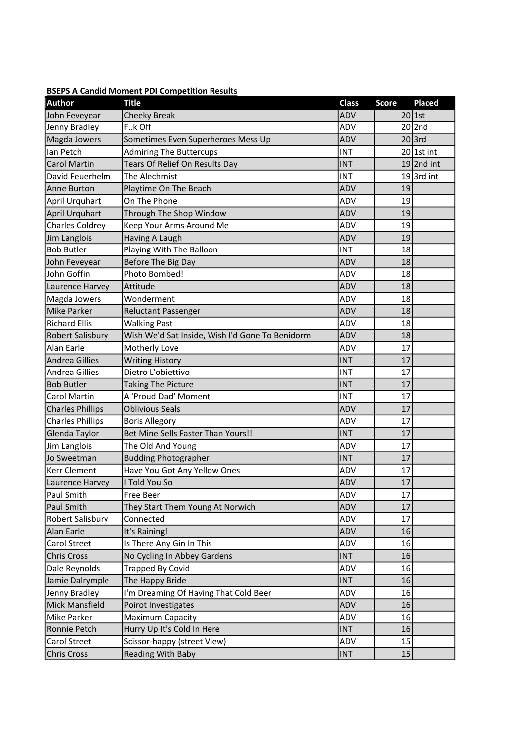**BSEPS A Candid Moment PDI Competition Results**

| Author | Title | Class | Score | Placed |
|---|---|---|---|---|
| John Feveyear | Cheeky Break | ADV | 20 | 1st |
| Jenny Bradley | F..k Off | ADV | 20 | 2nd |
| Magda Jowers | Sometimes Even Superheroes Mess Up | ADV | 20 | 3rd |
| Ian Petch | Admiring The Buttercups | INT | 20 | 1st int |
| Carol Martin | Tears Of Relief On Results Day | INT | 19 | 2nd int |
| David Feuerhelm | The Alechmist | INT | 19 | 3rd int |
| Anne Burton | Playtime On The Beach | ADV | 19 | |
| April Urquhart | On The Phone | ADV | 19 | |
| April Urquhart | Through The Shop Window | ADV | 19 | |
| Charles Coldrey | Keep Your Arms Around Me | ADV | 19 | |
| Jim Langlois | Having A Laugh | ADV | 19 | |
| Bob Butler | Playing With The Balloon | INT | 18 | |
| John Feveyear | Before The Big Day | ADV | 18 | |
| John Goffin | Photo Bombed! | ADV | 18 | |
| Laurence Harvey | Attitude | ADV | 18 | |
| Magda Jowers | Wonderment | ADV | 18 | |
| Mike Parker | Reluctant Passenger | ADV | 18 | |
| Richard Ellis | Walking Past | ADV | 18 | |
| Robert Salisbury | Wish We'd Sat Inside, Wish I'd Gone To Benidorm | ADV | 18 | |
| Alan Earle | Motherly Love | ADV | 17 | |
| Andrea Gillies | Writing History | INT | 17 | |
| Andrea Gillies | Dietro L'obiettivo | INT | 17 | |
| Bob Butler | Taking The Picture | INT | 17 | |
| Carol Martin | A 'Proud Dad' Moment | INT | 17 | |
| Charles Phillips | Oblivious Seals | ADV | 17 | |
| Charles Phillips | Boris Allegory | ADV | 17 | |
| Glenda Taylor | Bet Mine Sells Faster Than Yours!! | INT | 17 | |
| Jim Langlois | The Old And Young | ADV | 17 | |
| Jo Sweetman | Budding Photographer | INT | 17 | |
| Kerr Clement | Have You Got Any Yellow Ones | ADV | 17 | |
| Laurence Harvey | I Told You So | ADV | 17 | |
| Paul Smith | Free Beer | ADV | 17 | |
| Paul Smith | They Start Them Young At Norwich | ADV | 17 | |
| Robert Salisbury | Connected | ADV | 17 | |
| Alan Earle | It's Raining! | ADV | 16 | |
| Carol Street | Is There Any Gin In This | ADV | 16 | |
| Chris Cross | No Cycling In Abbey Gardens | INT | 16 | |
| Dale Reynolds | Trapped By Covid | ADV | 16 | |
| Jamie Dalrymple | The Happy Bride | INT | 16 | |
| Jenny Bradley | I'm Dreaming Of Having That Cold Beer | ADV | 16 | |
| Mick Mansfield | Poirot Investigates | ADV | 16 | |
| Mike Parker | Maximum Capacity | ADV | 16 | |
| Ronnie Petch | Hurry Up It's Cold In Here | INT | 16 | |
| Carol Street | Scissor-happy (street View) | ADV | 15 | |
| Chris Cross | Reading With Baby | INT | 15 | |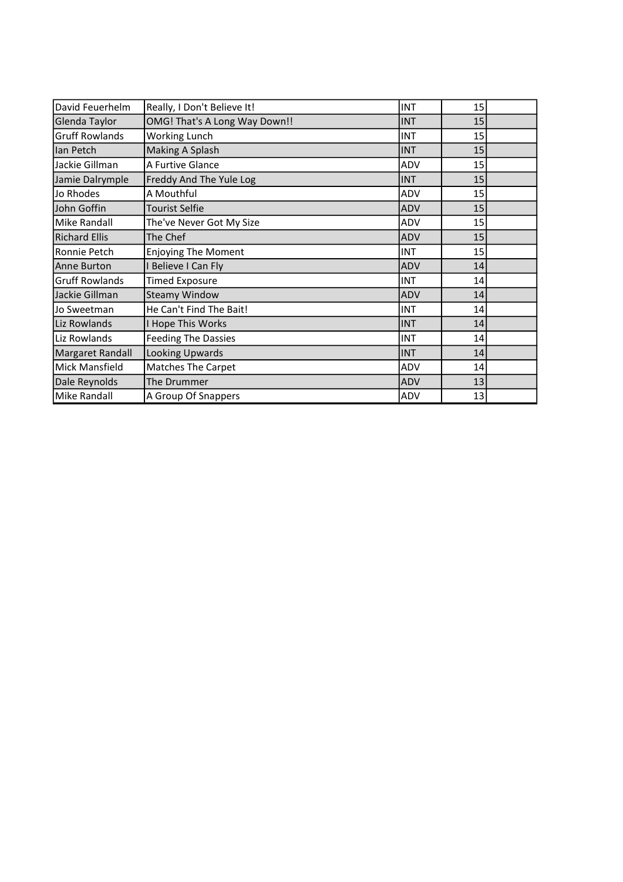| | | | | |
|---|---|---|---|---|
| David Feuerhelm | Really, I Don't Believe It! | INT | 15 | |
| Glenda Taylor | OMG! That's A Long Way Down!! | INT | 15 | |
| Gruff Rowlands | Working Lunch | INT | 15 | |
| Ian Petch | Making A Splash | INT | 15 | |
| Jackie Gillman | A Furtive Glance | ADV | 15 | |
| Jamie Dalrymple | Freddy And The Yule Log | INT | 15 | |
| Jo Rhodes | A Mouthful | ADV | 15 | |
| John Goffin | Tourist Selfie | ADV | 15 | |
| Mike Randall | The've Never Got My Size | ADV | 15 | |
| Richard Ellis | The Chef | ADV | 15 | |
| Ronnie Petch | Enjoying The Moment | INT | 15 | |
| Anne Burton | I Believe I Can Fly | ADV | 14 | |
| Gruff Rowlands | Timed Exposure | INT | 14 | |
| Jackie Gillman | Steamy Window | ADV | 14 | |
| Jo Sweetman | He Can't Find The Bait! | INT | 14 | |
| Liz Rowlands | I Hope This Works | INT | 14 | |
| Liz Rowlands | Feeding The Dassies | INT | 14 | |
| Margaret Randall | Looking Upwards | INT | 14 | |
| Mick Mansfield | Matches The Carpet | ADV | 14 | |
| Dale Reynolds | The Drummer | ADV | 13 | |
| Mike Randall | A Group Of Snappers | ADV | 13 | |